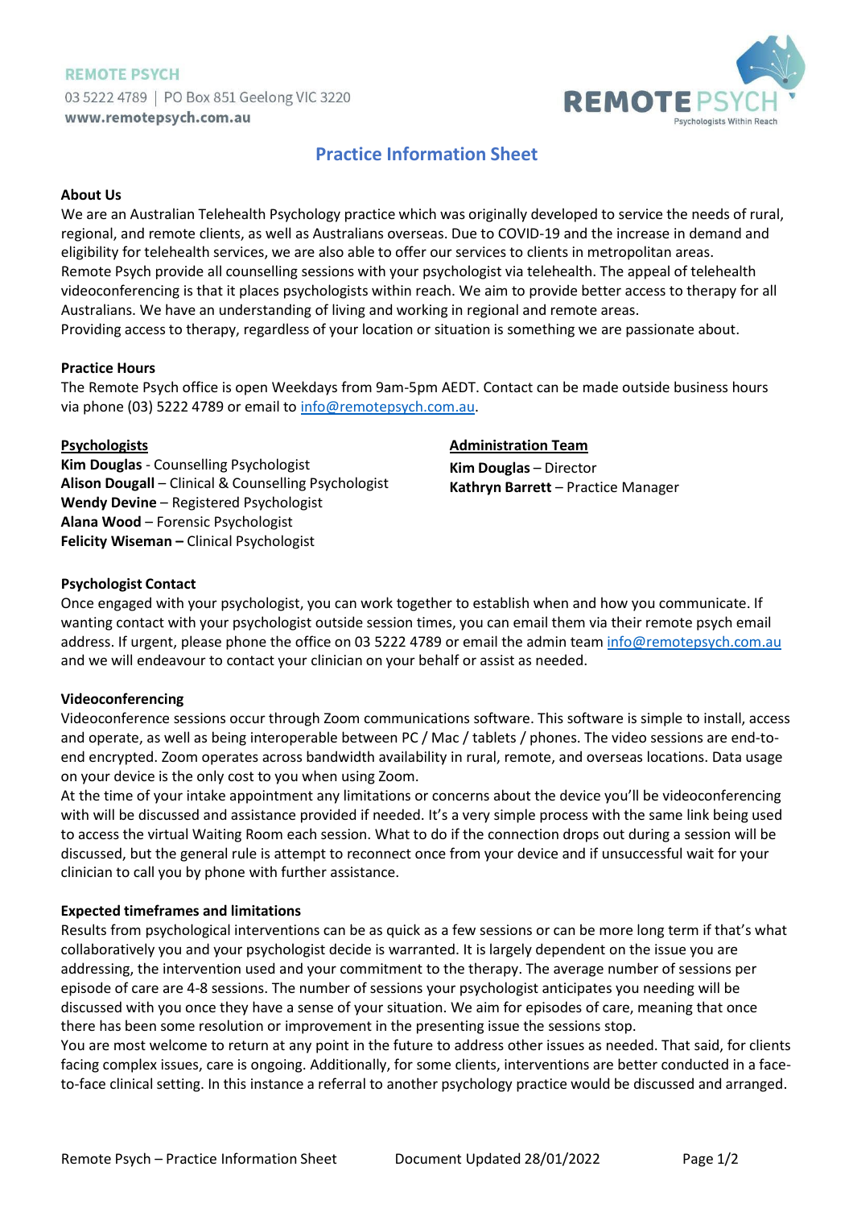**REMOTE PSYCH**
03 5222 4789 | PO Box 851 Geelong VIC 3220
**www.remotepsych.com.au**

# Practice Information Sheet

## About Us

We are an Australian Telehealth Psychology practice which was originally developed to service the needs of rural, regional, and remote clients, as well as Australians overseas. Due to COVID-19 and the increase in demand and eligibility for telehealth services, we are also able to offer our services to clients in metropolitan areas.
Remote Psych provide all counselling sessions with your psychologist via telehealth. The appeal of telehealth videoconferencing is that it places psychologists within reach. We aim to provide better access to therapy for all Australians. We have an understanding of living and working in regional and remote areas.
Providing access to therapy, regardless of your location or situation is something we are passionate about.

## Practice Hours

The Remote Psych office is open Weekdays from 9am-5pm AEDT. Contact can be made outside business hours via phone (03) 5222 4789 or email to info@remotepsych.com.au.

## Psychologists

**Kim Douglas** - Counselling Psychologist
**Alison Dougall** – Clinical & Counselling Psychologist
**Wendy Devine** – Registered Psychologist
**Alana Wood** – Forensic Psychologist
**Felicity Wiseman –** Clinical Psychologist

## Administration Team

**Kim Douglas** – Director
**Kathryn Barrett** – Practice Manager

## Psychologist Contact

Once engaged with your psychologist, you can work together to establish when and how you communicate. If wanting contact with your psychologist outside session times, you can email them via their remote psych email address. If urgent, please phone the office on 03 5222 4789 or email the admin team info@remotepsych.com.au and we will endeavour to contact your clinician on your behalf or assist as needed.

## Videoconferencing

Videoconference sessions occur through Zoom communications software. This software is simple to install, access and operate, as well as being interoperable between PC / Mac / tablets / phones. The video sessions are end-to-end encrypted. Zoom operates across bandwidth availability in rural, remote, and overseas locations. Data usage on your device is the only cost to you when using Zoom.
At the time of your intake appointment any limitations or concerns about the device you'll be videoconferencing with will be discussed and assistance provided if needed. It's a very simple process with the same link being used to access the virtual Waiting Room each session. What to do if the connection drops out during a session will be discussed, but the general rule is attempt to reconnect once from your device and if unsuccessful wait for your clinician to call you by phone with further assistance.

## Expected timeframes and limitations

Results from psychological interventions can be as quick as a few sessions or can be more long term if that's what collaboratively you and your psychologist decide is warranted. It is largely dependent on the issue you are addressing, the intervention used and your commitment to the therapy. The average number of sessions per episode of care are 4-8 sessions. The number of sessions your psychologist anticipates you needing will be discussed with you once they have a sense of your situation. We aim for episodes of care, meaning that once there has been some resolution or improvement in the presenting issue the sessions stop.
You are most welcome to return at any point in the future to address other issues as needed. That said, for clients facing complex issues, care is ongoing. Additionally, for some clients, interventions are better conducted in a face-to-face clinical setting. In this instance a referral to another psychology practice would be discussed and arranged.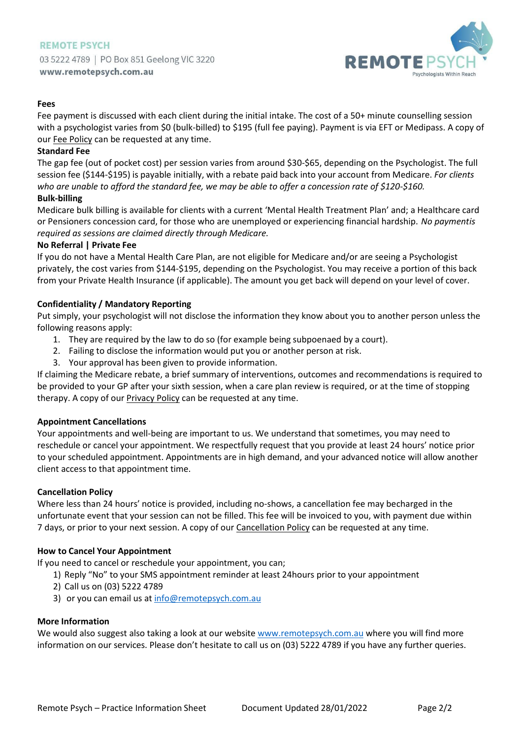**REMOTE PSYCH**

03 5222 4789 | PO Box 851 Geelong VIC 3220

**www.remotepsych.com.au**

**Fees**

Fee payment is discussed with each client during the initial intake. The cost of a 50+ minute counselling session with a psychologist varies from $0 (bulk-billed) to $195 (full fee paying). Payment is via EFT or Medipass. A copy of our Fee Policy can be requested at any time.

**Standard Fee**

The gap fee (out of pocket cost) per session varies from around $30-$65, depending on the Psychologist. The full session fee ($144-$195) is payable initially, with a rebate paid back into your account from Medicare. *For clients who are unable to afford the standard fee, we may be able to offer a concession rate of $120-$160.*

**Bulk-billing**

Medicare bulk billing is available for clients with a current 'Mental Health Treatment Plan' and; a Healthcare card or Pensioners concession card, for those who are unemployed or experiencing financial hardship. *No paymentis required as sessions are claimed directly through Medicare.*

**No Referral | Private Fee**

If you do not have a Mental Health Care Plan, are not eligible for Medicare and/or are seeing a Psychologist privately, the cost varies from $144-$195, depending on the Psychologist. You may receive a portion of this back from your Private Health Insurance (if applicable). The amount you get back will depend on your level of cover.

**Confidentiality / Mandatory Reporting**

Put simply, your psychologist will not disclose the information they know about you to another person unless the following reasons apply:

1. They are required by the law to do so (for example being subpoenaed by a court).
2. Failing to disclose the information would put you or another person at risk.
3. Your approval has been given to provide information.

If claiming the Medicare rebate, a brief summary of interventions, outcomes and recommendations is required to be provided to your GP after your sixth session, when a care plan review is required, or at the time of stopping therapy. A copy of our Privacy Policy can be requested at any time.

**Appointment Cancellations**

Your appointments and well-being are important to us. We understand that sometimes, you may need to reschedule or cancel your appointment. We respectfully request that you provide at least 24 hours' notice prior to your scheduled appointment. Appointments are in high demand, and your advanced notice will allow another client access to that appointment time.

**Cancellation Policy**

Where less than 24 hours' notice is provided, including no-shows, a cancellation fee may becharged in the unfortunate event that your session can not be filled. This fee will be invoiced to you, with payment due within 7 days, or prior to your next session. A copy of our Cancellation Policy can be requested at any time.

**How to Cancel Your Appointment**

If you need to cancel or reschedule your appointment, you can;

1) Reply "No" to your SMS appointment reminder at least 24hours prior to your appointment
2) Call us on (03) 5222 4789
3) or you can email us at info@remotepsych.com.au

**More Information**

We would also suggest also taking a look at our website www.remotepsych.com.au where you will find more information on our services. Please don't hesitate to call us on (03) 5222 4789 if you have any further queries.